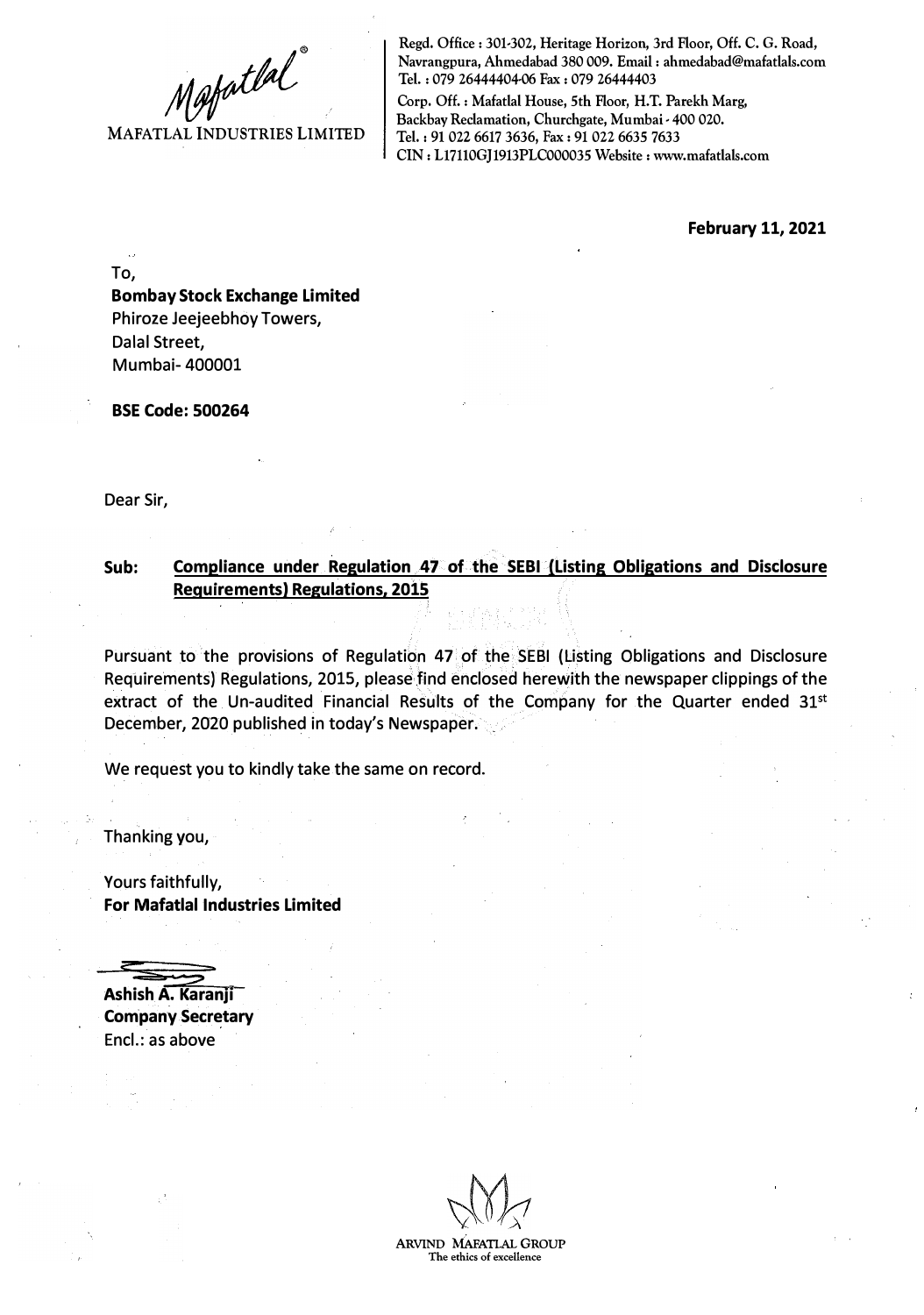Mafatlal®

MAFATLAL INDUSTRIES LIMITED

Regd. Office : 301-302, Heritage Horizon, 3rd Floor, Off. C. G. Road, Navrangpura, Ahmedabad 380 009. Email : ahmedabad@mafatlals.com
Tel. : 079 26444404-06 Fax : 079 26444403
Corp. Off. : Mafatlal House, 5th Floor, H.T. Parekh Marg, Backbay Reclamation, Churchgate, Mumbai - 400 020.
Tel. : 91 022 6617 3636, Fax : 91 022 6635 7633
CIN : L17110GJ1913PLC000035 Website : www.mafatlals.com

**February 11, 2021**

To,
**Bombay Stock Exchange Limited**
Phiroze Jeejeebhoy Towers,
Dalal Street,
Mumbai- 400001

**BSE Code: 500264**

Dear Sir,

**Sub: Compliance under Regulation 47 of the SEBI (Listing Obligations and Disclosure Requirements) Regulations, 2015**

Pursuant to the provisions of Regulation 47 of the SEBI (Listing Obligations and Disclosure Requirements) Regulations, 2015, please find enclosed herewith the newspaper clippings of the extract of the Un-audited Financial Results of the Company for the Quarter ended 31st December, 2020 published in today's Newspaper.

We request you to kindly take the same on record.

Thanking you,

Yours faithfully,
**For Mafatlal Industries Limited**

**Ashish A. Karanji**
**Company Secretary**
Encl.: as above

ARVIND MAFATLAL GROUP
The ethics of excellence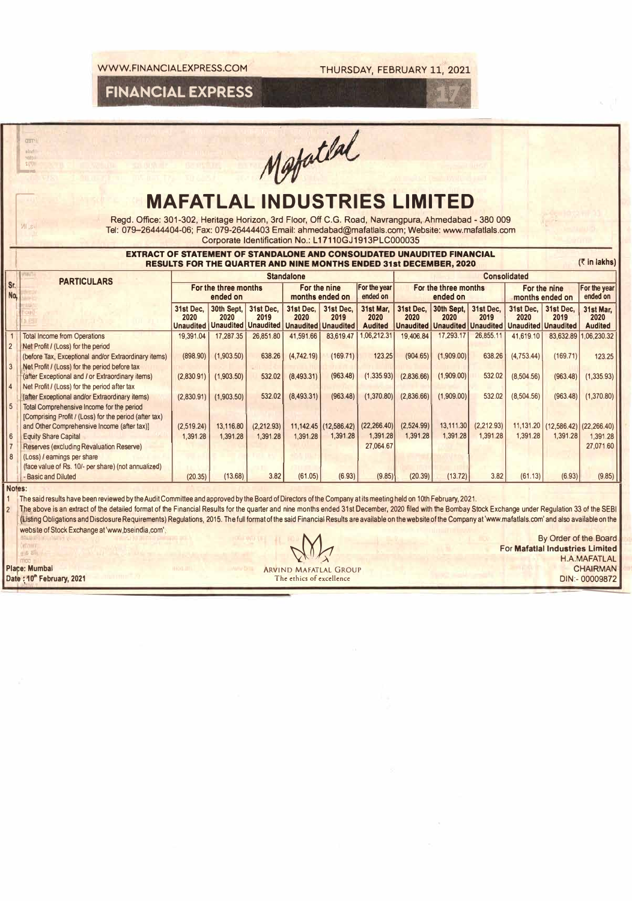# MAFATLAL INDUSTRIES LIMITED

Regd. Office: 301-302, Heritage Horizon, 3rd Floor, Off C.G. Road, Navrangpura, Ahmedabad - 380 009
Tel: 079–26444404-06; Fax: 079-26444403 Email: ahmedabad@mafatlals.com; Website: www.mafatlals.com
Corporate Identification No.: L17110GJ1913PLC000035

## EXTRACT OF STATEMENT OF STANDALONE AND CONSOLIDATED UNAUDITED FINANCIAL RESULTS FOR THE QUARTER AND NINE MONTHS ENDED 31st DECEMBER, 2020

(₹ in lakhs)

| Sr. No. | PARTICULARS | Standalone | | | | | | Consolidated | | | | | |
|---|---|---|---|---|---|---|---|---|---|---|---|---|---|
| | | For the three months ended on | | | For the nine months ended on | | For the year ended on | For the three months ended on | | | For the nine months ended on | | For the year ended on |
| | | 31st Dec, 2020 Unaudited | 30th Sept, 2020 Unaudited | 31st Dec, 2019 Unaudited | 31st Dec, 2020 Unaudited | 31st Dec, 2019 Unaudited | 31st Mar, 2020 Audited | 31st Dec, 2020 Unaudited | 30th Sept, 2020 Unaudited | 31st Dec, 2019 Unaudited | 31st Dec, 2020 Unaudited | 31st Dec, 2019 Unaudited | 31st Mar, 2020 Audited |
| 1 | Total Income from Operations | 19,391.04 | 17,287.35 | 26,851.80 | 41,591.66 | 83,619.47 | 1,06,212.31 | 19,406.84 | 17,293.17 | 26,855.11 | 41,619.10 | 83,632.89 | 1,06,230.32 |
| 2 | Net Profit / (Loss) for the period (before Tax, Exceptional and/or Extraordinary items) | (898.90) | (1,903.50) | 638.26 | (4,742.19) | (169.71) | 123.25 | (904.65) | (1,909.00) | 638.26 | (4,753.44) | (169.71) | 123.25 |
| 3 | Net Profit / (Loss) for the period before tax (after Exceptional and / or Extraordinary items) | (2,830.91) | (1,903.50) | 532.02 | (8,493.31) | (963.48) | (1,335.93) | (2,836.66) | (1,909.00) | 532.02 | (8,504.56) | (963.48) | (1,335.93) |
| 4 | Net Profit / (Loss) for the period after tax (after Exceptional and/or Extraordinary items) | (2,830.91) | (1,903.50) | 532.02 | (8,493.31) | (963.48) | (1,370.80) | (2,836.66) | (1,909.00) | 532.02 | (8,504.56) | (963.48) | (1,370.80) |
| 5 | Total Comprehensive Income for the period [Comprising Profit / (Loss) for the period (after tax) and Other Comprehensive Income (after tax)] | (2,519.24) | 13,116.80 | (2,212.93) | 11,142.45 | (12,586.42) | (22,266.40) | (2,524.99) | 13,111.30 | (2,212.93) | 11,131.20 | (12,586.42) | (22,266.40) |
| 6 | Equity Share Capital | 1,391.28 | 1,391.28 | 1,391.28 | 1,391.28 | 1,391.28 | 1,391.28 | 1,391.28 | 1,391.28 | 1,391.28 | 1,391.28 | 1,391.28 | 1,391.28 |
| 7 | Reserves (excluding Revaluation Reserve) | | | | | | 27,064.67 | | | | | | 27,071.60 |
| 8 | (Loss) / earnings per share (face value of Rs. 10/- per share) (not annualized) - Basic and Diluted | (20.35) | (13.68) | 3.82 | (61.05) | (6.93) | (9.85) | (20.39) | (13.72) | 3.82 | (61.13) | (6.93) | (9.85) |

**Notes:**

1. The said results have been reviewed by the Audit Committee and approved by the Board of Directors of the Company at its meeting held on 10th February, 2021.
2. The above is an extract of the detailed format of the Financial Results for the quarter and nine months ended 31st December, 2020 filed with the Bombay Stock Exchange under Regulation 33 of the SEBI (Listing Obligations and Disclosure Requirements) Regulations, 2015. The full format of the said Financial Results are available on the website of the Company at 'www.mafatlals.com' and also available on the website of Stock Exchange at 'www.bseindia.com'.

Place: Mumbai
Date : 10th February, 2021

ARVIND MAFATLAL GROUP
The ethics of excellence

By Order of the Board
For **Mafatlal Industries Limited**
H.A.MAFATLAL
CHAIRMAN
DIN:- 00009872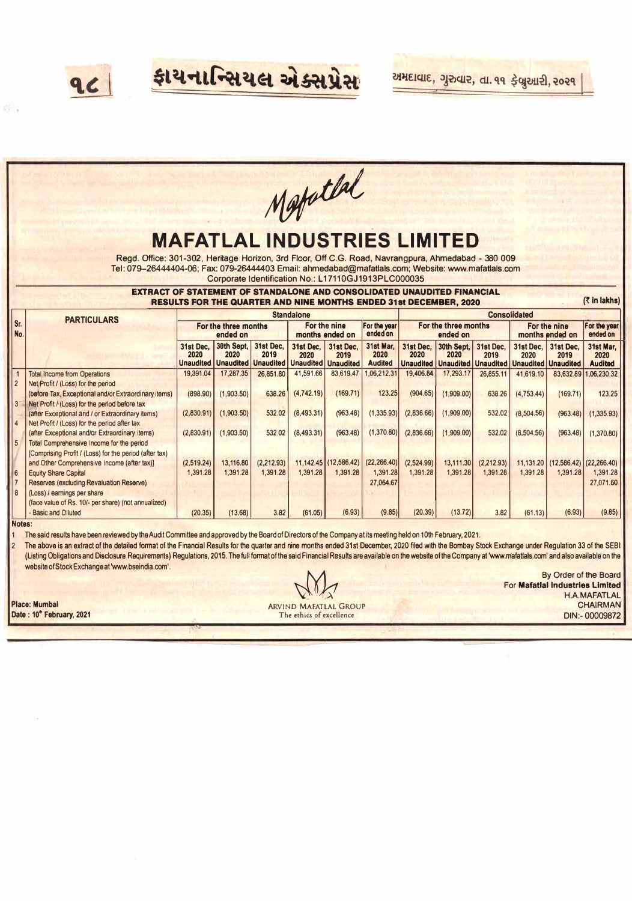# MAFATLAL INDUSTRIES LIMITED

Regd. Office: 301-302, Heritage Horizon, 3rd Floor, Off C.G. Road, Navrangpura, Ahmedabad - 380 009
Tel: 079–26444404-06; Fax: 079-26444403 Email: ahmedabad@mafatlals.com; Website: www.mafatlals.com
Corporate Identification No.: L17110GJ1913PLC000035

**EXTRACT OF STATEMENT OF STANDALONE AND CONSOLIDATED UNAUDITED FINANCIAL RESULTS FOR THE QUARTER AND NINE MONTHS ENDED 31st DECEMBER, 2020**

(₹ in lakhs)

| Sr. No. | PARTICULARS | Standalone | | | | | | Consolidated | | | | | |
|---|---|---|---|---|---|---|---|---|---|---|---|---|---|
| | | For the three months ended on | | | For the nine months ended on | | For the year ended on | For the three months ended on | | | For the nine months ended on | | For the year ended on |
| | | 31st Dec, 2020 Unaudited | 30th Sept, 2020 Unaudited | 31st Dec, 2019 Unaudited | 31st Dec, 2020 Unaudited | 31st Dec, 2019 Unaudited | 31st Mar, 2020 Audited | 31st Dec, 2020 Unaudited | 30th Sept, 2020 Unaudited | 31st Dec, 2019 Unaudited | 31st Dec, 2020 Unaudited | 31st Dec, 2019 Unaudited | 31st Mar, 2020 Audited |
| 1 | Total Income from Operations | 19,391.04 | 17,287.35 | 26,851.80 | 41,591.66 | 83,619.47 | 1,06,212.31 | 19,406.84 | 17,293.17 | 26,855.11 | 41,619.10 | 83,632.89 | 1,06,230.32 |
| 2 | Net Profit / (Loss) for the period (before Tax, Exceptional and/or Extraordinary items) | (898.90) | (1,903.50) | 638.26 | (4,742.19) | (169.71) | 123.25 | (904.65) | (1,909.00) | 638.26 | (4,753.44) | (169.71) | 123.25 |
| 3 | Net Profit / (Loss) for the period before tax (after Exceptional and / or Extraordinary items) | (2,830.91) | (1,903.50) | 532.02 | (8,493.31) | (963.48) | (1,335.93) | (2,836.66) | (1,909.00) | 532.02 | (8,504.56) | (963.48) | (1,335.93) |
| 4 | Net Profit / (Loss) for the period after tax (after Exceptional and/or Extraordinary items) | (2,830.91) | (1,903.50) | 532.02 | (8,493.31) | (963.48) | (1,370.80) | (2,836.66) | (1,909.00) | 532.02 | (8,504.56) | (963.48) | (1,370.80) |
| 5 | Total Comprehensive Income for the period [Comprising Profit / (Loss) for the period (after tax) and Other Comprehensive Income (after tax)] | (2,519.24) | 13,116.80 | (2,212.93) | 11,142.45 | (12,586.42) | (22,266.40) | (2,524.99) | 13,111.30 | (2,212.93) | 11,131.20 | (12,586.42) | (22,266.40) |
| 6 | Equity Share Capital | 1,391.28 | 1,391.28 | 1,391.28 | 1,391.28 | 1,391.28 | 1,391.28 | 1,391.28 | 1,391.28 | 1,391.28 | 1,391.28 | 1,391.28 | 1,391.28 |
| 7 | Reserves (excluding Revaluation Reserve) | | | | | | 27,064.67 | | | | | | 27,071.60 |
| 8 | (Loss) / earnings per share (face value of Rs. 10/- per share) (not annualized) - Basic and Diluted | (20.35) | (13.68) | 3.82 | (61.05) | (6.93) | (9.85) | (20.39) | (13.72) | 3.82 | (61.13) | (6.93) | (9.85) |

**Notes:**

1. The said results have been reviewed by the Audit Committee and approved by the Board of Directors of the Company at its meeting held on 10th February, 2021.
2. The above is an extract of the detailed format of the Financial Results for the quarter and nine months ended 31st December, 2020 filed with the Bombay Stock Exchange under Regulation 33 of the SEBI (Listing Obligations and Disclosure Requirements) Regulations, 2015. The full format of the said Financial Results are available on the website of the Company at 'www.mafatlals.com' and also available on the website of Stock Exchange at 'www.bseindia.com'.

Place: Mumbai
Date : 10th February, 2021

ARVIND MAFATLAL GROUP
The ethics of excellence

By Order of the Board
For **Mafatlal Industries Limited**
H.A.MAFATLAL
CHAIRMAN
DIN:- 00009872